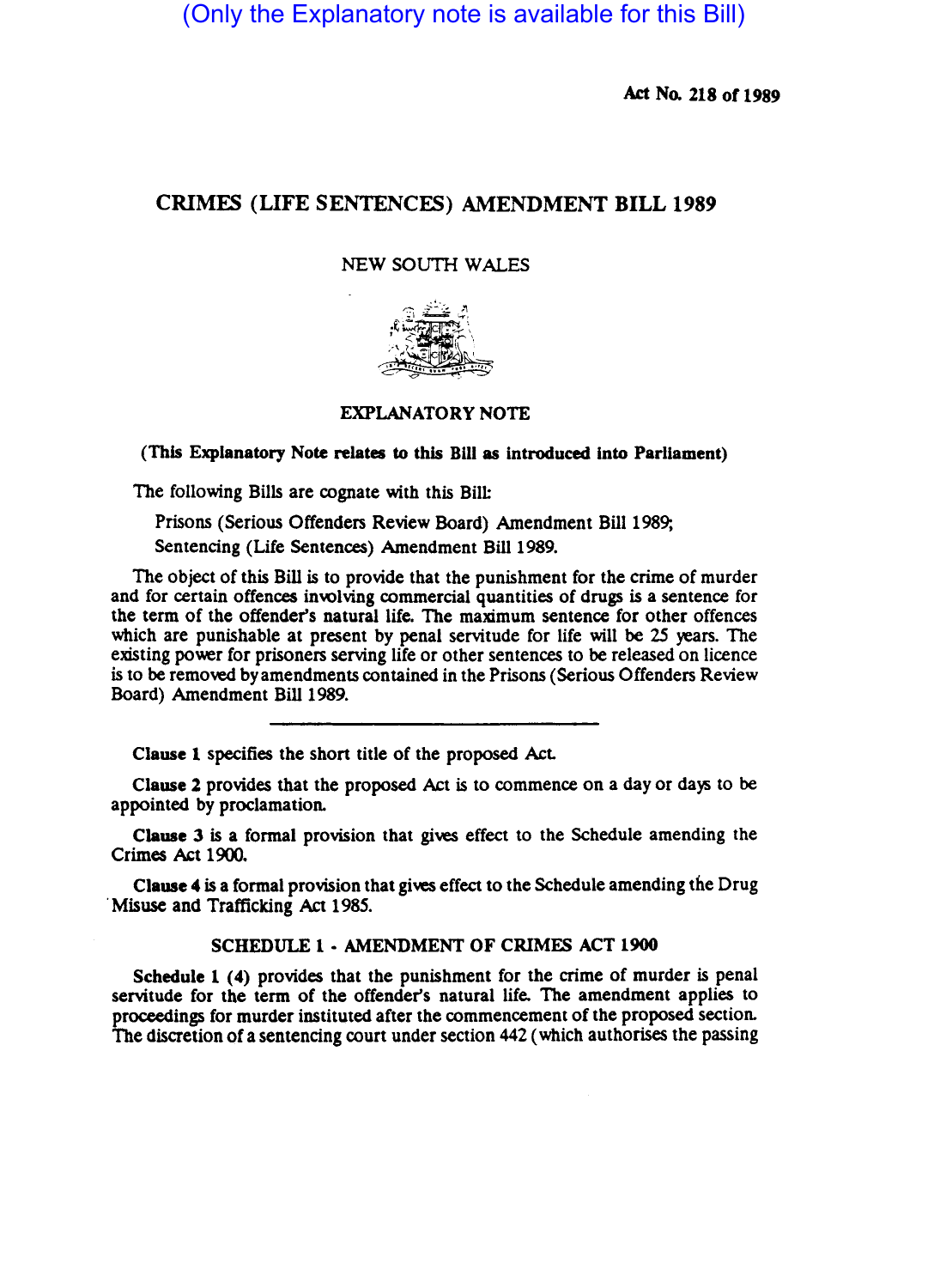(Only the Explanatory note is available for this Bill)

**Act No. 218 of 1989**

# CRIMES (LIFE SENTENCES) AMENDMENT BILL 1989

NEW SOUTH WALES

## EXPLANATORY NOTE

**(This Explanatory Note relates to this Bill as introduced into Parliament)**

The following Bills are cognate with this Bill:

Prisons (Serious Offenders Review Board) Amendment Bill 1989;
Sentencing (Life Sentences) Amendment Bill 1989.

The object of this Bill is to provide that the punishment for the crime of murder and for certain offences involving commercial quantities of drugs is a sentence for the term of the offender's natural life. The maximum sentence for other offences which are punishable at present by penal servitude for life will be 25 years. The existing power for prisoners serving life or other sentences to be released on licence is to be removed by amendments contained in the Prisons (Serious Offenders Review Board) Amendment Bill 1989.

---

**Clause 1** specifies the short title of the proposed Act.

**Clause 2** provides that the proposed Act is to commence on a day or days to be appointed by proclamation.

**Clause 3** is a formal provision that gives effect to the Schedule amending the Crimes Act 1900.

**Clause 4** is a formal provision that gives effect to the Schedule amending the Drug Misuse and Trafficking Act 1985.

### SCHEDULE 1 - AMENDMENT OF CRIMES ACT 1900

**Schedule 1 (4)** provides that the punishment for the crime of murder is penal servitude for the term of the offender's natural life. The amendment applies to proceedings for murder instituted after the commencement of the proposed section. The discretion of a sentencing court under section 442 (which authorises the passing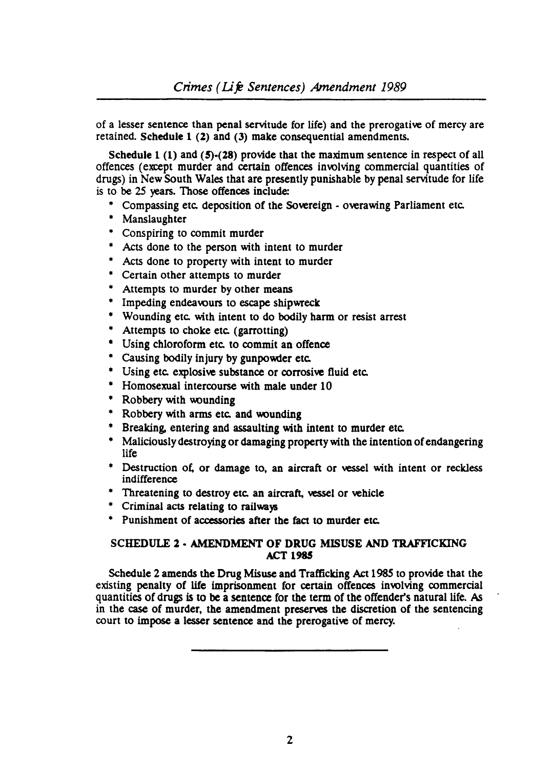of a lesser sentence than penal servitude for life) and the prerogative of mercy are retained. **Schedule 1 (2)** and **(3)** make consequential amendments.

**Schedule 1 (1)** and **(5)-(28)** provide that the maximum sentence in respect of all offences (except murder and certain offences involving commercial quantities of drugs) in New South Wales that are presently punishable by penal servitude for life is to be 25 years. Those offences include:

* Compassing etc. deposition of the Sovereign - overawing Parliament etc.
* Manslaughter
* Conspiring to commit murder
* Acts done to the person with intent to murder
* Acts done to property with intent to murder
* Certain other attempts to murder
* Attempts to murder by other means
* Impeding endeavours to escape shipwreck
* Wounding etc. with intent to do bodily harm or resist arrest
* Attempts to choke etc. (garrotting)
* Using chloroform etc. to commit an offence
* Causing bodily injury by gunpowder etc.
* Using etc. explosive substance or corrosive fluid etc.
* Homosexual intercourse with male under 10
* Robbery with wounding
* Robbery with arms etc. and wounding
* Breaking, entering and assaulting with intent to murder etc.
* Maliciously destroying or damaging property with the intention of endangering life
* Destruction of, or damage to, an aircraft or vessel with intent or reckless indifference
* Threatening to destroy etc. an aircraft, vessel or vehicle
* Criminal acts relating to railways
* Punishment of accessories after the fact to murder etc.

## SCHEDULE 2 - AMENDMENT OF DRUG MISUSE AND TRAFFICKING ACT 1985

Schedule 2 amends the Drug Misuse and Trafficking Act 1985 to provide that the existing penalty of life imprisonment for certain offences involving commercial quantities of drugs is to be a sentence for the term of the offender's natural life. As in the case of murder, the amendment preserves the discretion of the sentencing court to impose a lesser sentence and the prerogative of mercy.